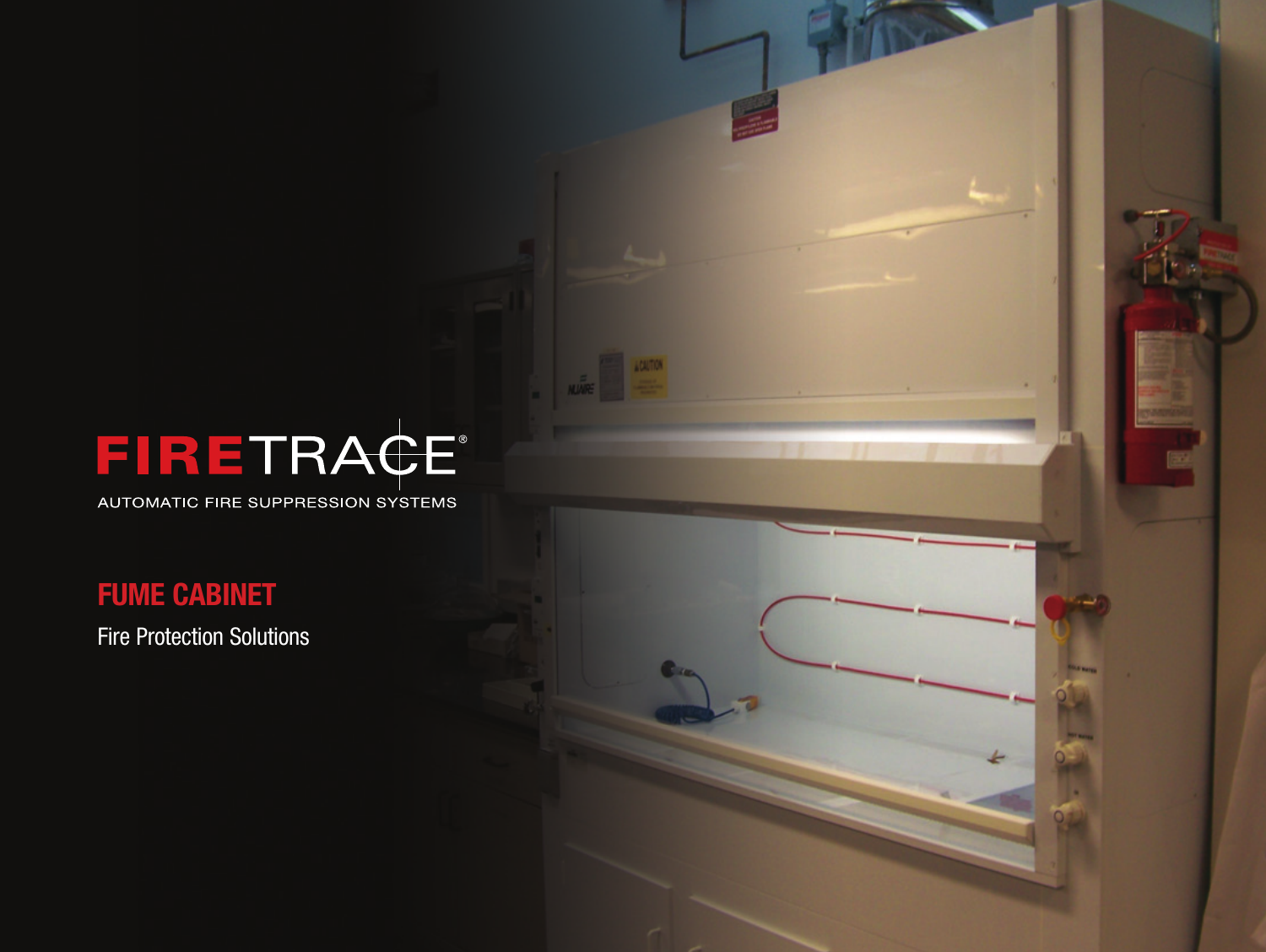# FIRETRACE®

AUTOMATIC FIRE SUPPRESSION SYSTEMS

## FUME CABINET

Fire Protection Solutions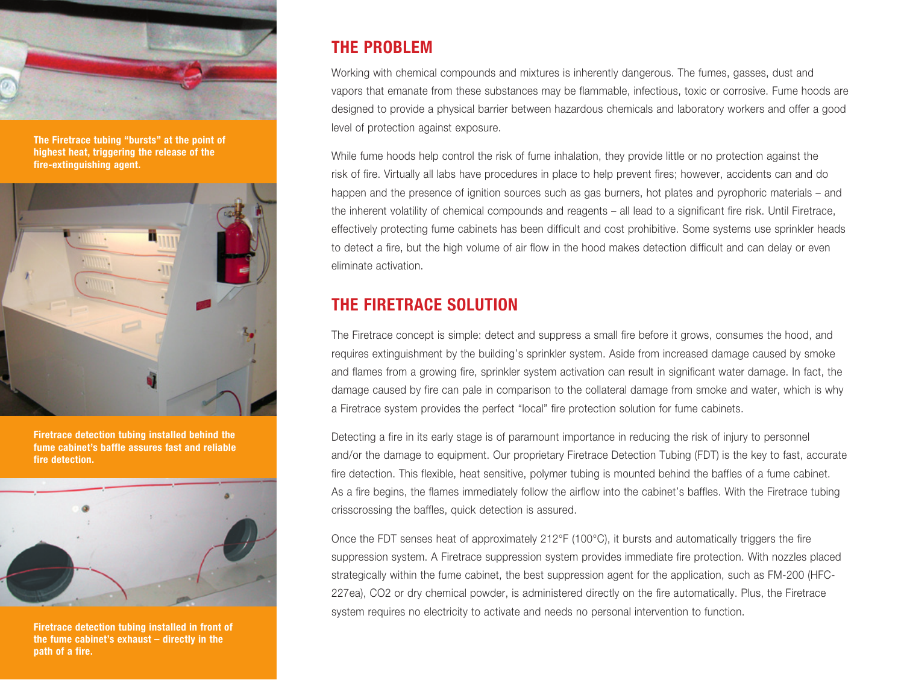The Firetrace tubing "bursts" at the point of highest heat, triggering the release of the fire-extinguishing agent.

Firetrace detection tubing installed behind the fume cabinet's baffle assures fast and reliable fire detection.

Firetrace detection tubing installed in front of the fume cabinet's exhaust – directly in the path of a fire.

## THE PROBLEM

Working with chemical compounds and mixtures is inherently dangerous. The fumes, gasses, dust and vapors that emanate from these substances may be flammable, infectious, toxic or corrosive. Fume hoods are designed to provide a physical barrier between hazardous chemicals and laboratory workers and offer a good level of protection against exposure.

While fume hoods help control the risk of fume inhalation, they provide little or no protection against the risk of fire. Virtually all labs have procedures in place to help prevent fires; however, accidents can and do happen and the presence of ignition sources such as gas burners, hot plates and pyrophoric materials – and the inherent volatility of chemical compounds and reagents – all lead to a significant fire risk. Until Firetrace, effectively protecting fume cabinets has been difficult and cost prohibitive. Some systems use sprinkler heads to detect a fire, but the high volume of air flow in the hood makes detection difficult and can delay or even eliminate activation.

## THE FIRETRACE SOLUTION

The Firetrace concept is simple: detect and suppress a small fire before it grows, consumes the hood, and requires extinguishment by the building's sprinkler system. Aside from increased damage caused by smoke and flames from a growing fire, sprinkler system activation can result in significant water damage. In fact, the damage caused by fire can pale in comparison to the collateral damage from smoke and water, which is why a Firetrace system provides the perfect "local" fire protection solution for fume cabinets.

Detecting a fire in its early stage is of paramount importance in reducing the risk of injury to personnel and/or the damage to equipment. Our proprietary Firetrace Detection Tubing (FDT) is the key to fast, accurate fire detection. This flexible, heat sensitive, polymer tubing is mounted behind the baffles of a fume cabinet. As a fire begins, the flames immediately follow the airflow into the cabinet's baffles. With the Firetrace tubing crisscrossing the baffles, quick detection is assured.

Once the FDT senses heat of approximately 212°F (100°C), it bursts and automatically triggers the fire suppression system. A Firetrace suppression system provides immediate fire protection. With nozzles placed strategically within the fume cabinet, the best suppression agent for the application, such as FM-200 (HFC-227ea), $CO_2$ or dry chemical powder, is administered directly on the fire automatically. Plus, the Firetrace system requires no electricity to activate and needs no personal intervention to function.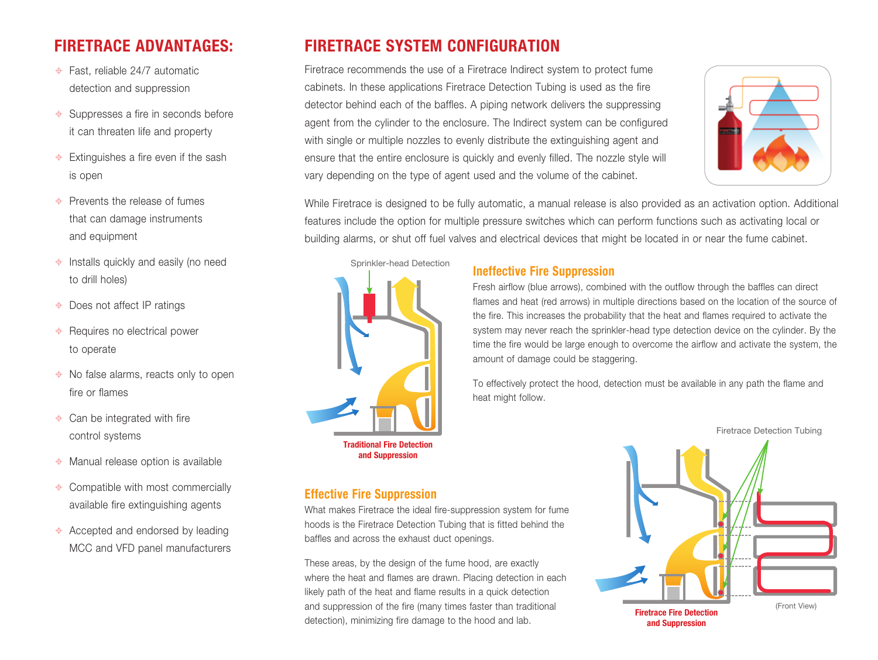## FIRETRACE ADVANTAGES:

- Fast, reliable 24/7 automatic detection and suppression
- Suppresses a fire in seconds before it can threaten life and property
- Extinguishes a fire even if the sash is open
- Prevents the release of fumes that can damage instruments and equipment
- Installs quickly and easily (no need to drill holes)
- Does not affect IP ratings
- Requires no electrical power to operate
- No false alarms, reacts only to open fire or flames
- Can be integrated with fire control systems
- Manual release option is available
- Compatible with most commercially available fire extinguishing agents
- Accepted and endorsed by leading MCC and VFD panel manufacturers

## FIRETRACE SYSTEM CONFIGURATION

Firetrace recommends the use of a Firetrace Indirect system to protect fume cabinets. In these applications Firetrace Detection Tubing is used as the fire detector behind each of the baffles. A piping network delivers the suppressing agent from the cylinder to the enclosure. The Indirect system can be configured with single or multiple nozzles to evenly distribute the extinguishing agent and ensure that the entire enclosure is quickly and evenly filled. The nozzle style will vary depending on the type of agent used and the volume of the cabinet.

While Firetrace is designed to be fully automatic, a manual release is also provided as an activation option. Additional features include the option for multiple pressure switches which can perform functions such as activating local or building alarms, or shut off fuel valves and electrical devices that might be located in or near the fume cabinet.

Sprinkler-head Detection

**Traditional Fire Detection and Suppression**

### Ineffective Fire Suppression

Fresh airflow (blue arrows), combined with the outflow through the baffles can direct flames and heat (red arrows) in multiple directions based on the location of the source of the fire. This increases the probability that the heat and flames required to activate the system may never reach the sprinkler-head type detection device on the cylinder. By the time the fire would be large enough to overcome the airflow and activate the system, the amount of damage could be staggering.

To effectively protect the hood, detection must be available in any path the flame and heat might follow.

### Effective Fire Suppression

What makes Firetrace the ideal fire-suppression system for fume hoods is the Firetrace Detection Tubing that is fitted behind the baffles and across the exhaust duct openings.

These areas, by the design of the fume hood, are exactly where the heat and flames are drawn. Placing detection in each likely path of the heat and flame results in a quick detection and suppression of the fire (many times faster than traditional detection), minimizing fire damage to the hood and lab.

Firetrace Detection Tubing

(Front View)

**Firetrace Fire Detection and Suppression**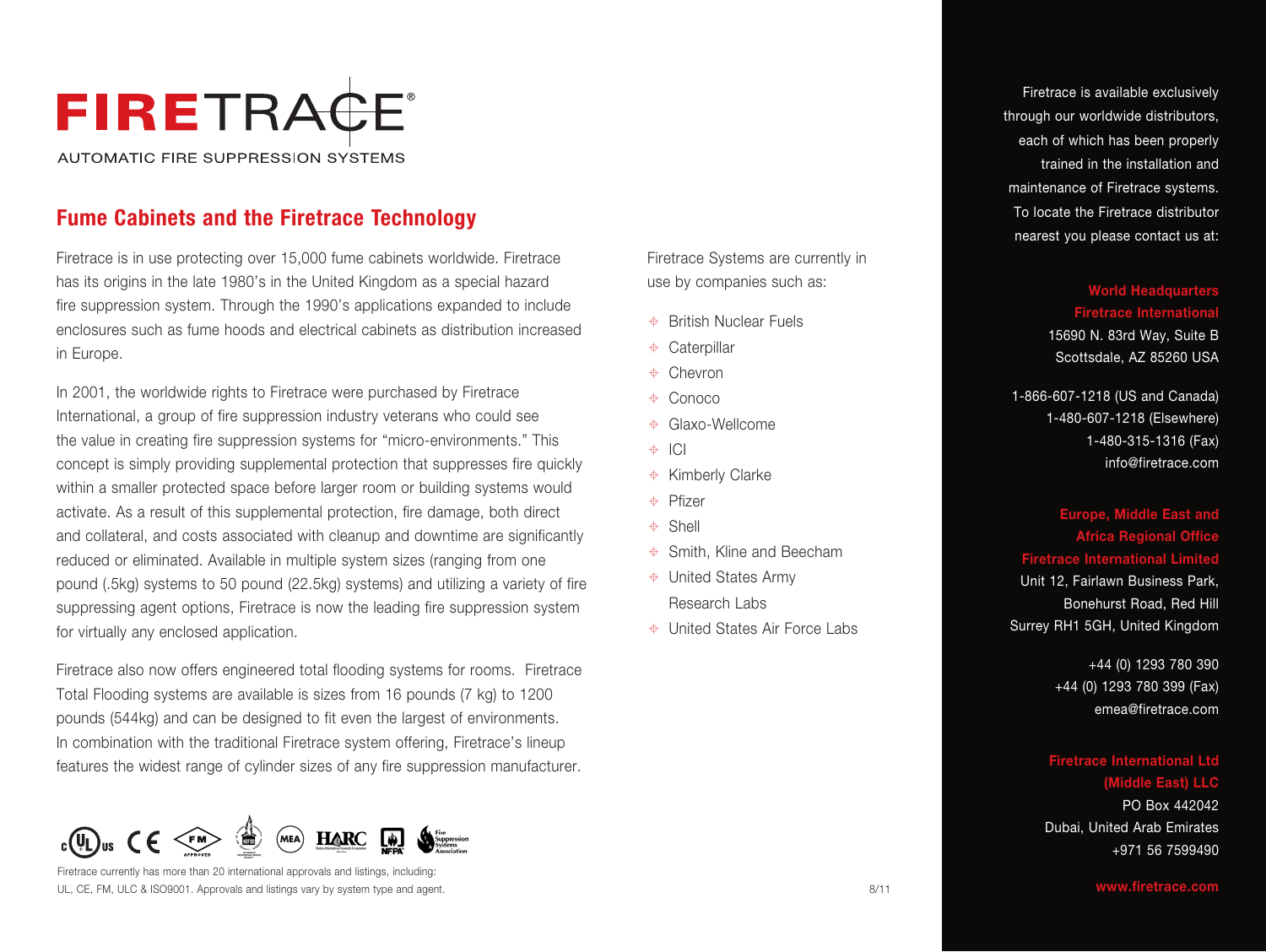# FIRETRACE®

AUTOMATIC FIRE SUPPRESSION SYSTEMS

## Fume Cabinets and the Firetrace Technology

Firetrace is in use protecting over 15,000 fume cabinets worldwide. Firetrace has its origins in the late 1980's in the United Kingdom as a special hazard fire suppression system. Through the 1990's applications expanded to include enclosures such as fume hoods and electrical cabinets as distribution increased in Europe.

In 2001, the worldwide rights to Firetrace were purchased by Firetrace International, a group of fire suppression industry veterans who could see the value in creating fire suppression systems for "micro-environments." This concept is simply providing supplemental protection that suppresses fire quickly within a smaller protected space before larger room or building systems would activate. As a result of this supplemental protection, fire damage, both direct and collateral, and costs associated with cleanup and downtime are significantly reduced or eliminated. Available in multiple system sizes (ranging from one pound (.5kg) systems to 50 pound (22.5kg) systems) and utilizing a variety of fire suppressing agent options, Firetrace is now the leading fire suppression system for virtually any enclosed application.

Firetrace also now offers engineered total flooding systems for rooms. Firetrace Total Flooding systems are available is sizes from 16 pounds (7 kg) to 1200 pounds (544kg) and can be designed to fit even the largest of environments. In combination with the traditional Firetrace system offering, Firetrace's lineup features the widest range of cylinder sizes of any fire suppression manufacturer.

Firetrace currently has more than 20 international approvals and listings, including: UL, CE, FM, ULC & ISO9001. Approvals and listings vary by system type and agent.

Firetrace Systems are currently in use by companies such as:

- British Nuclear Fuels
- Caterpillar
- Chevron
- Conoco
- Glaxo-Wellcome
- ICI
- Kimberly Clarke
- Pfizer
- Shell
- Smith, Kline and Beecham
- United States Army Research Labs
- United States Air Force Labs

8/11

Firetrace is available exclusively through our worldwide distributors, each of which has been properly trained in the installation and maintenance of Firetrace systems. To locate the Firetrace distributor nearest you please contact us at:

**World Headquarters**
**Firetrace International**
15690 N. 83rd Way, Suite B
Scottsdale, AZ 85260 USA

1-866-607-1218 (US and Canada)
1-480-607-1218 (Elsewhere)
1-480-315-1316 (Fax)
info@firetrace.com

**Europe, Middle East and Africa Regional Office**
**Firetrace International Limited**
Unit 12, Fairlawn Business Park,
Bonehurst Road, Red Hill
Surrey RH1 5GH, United Kingdom

+44 (0) 1293 780 390
+44 (0) 1293 780 399 (Fax)
emea@firetrace.com

**Firetrace International Ltd (Middle East) LLC**
PO Box 442042
Dubai, United Arab Emirates
+971 56 7599490

**www.firetrace.com**